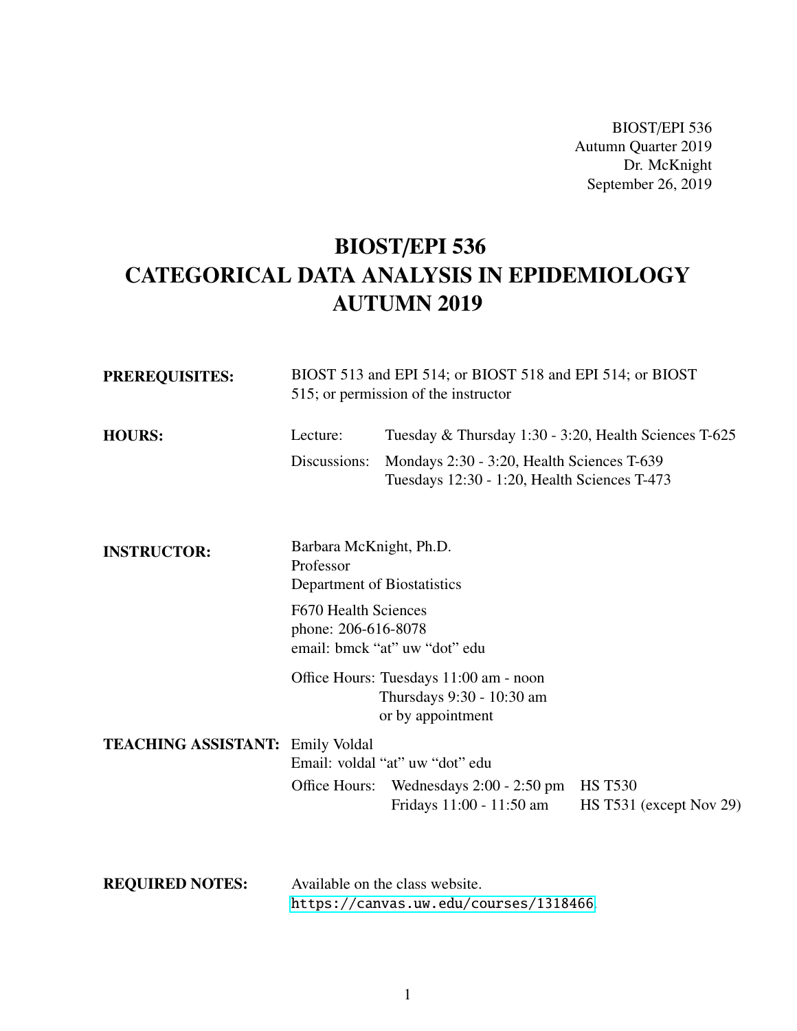BIOST/EPI 536
Autumn Quarter 2019
Dr. McKnight
September 26, 2019

# BIOST/EPI 536
# CATEGORICAL DATA ANALYSIS IN EPIDEMIOLOGY
# AUTUMN 2019

**PREREQUISITES:** BIOST 513 and EPI 514; or BIOST 518 and EPI 514; or BIOST 515; or permission of the instructor

**HOURS:**

Lecture: Tuesday & Thursday 1:30 - 3:20, Health Sciences T-625

Discussions: Mondays 2:30 - 3:20, Health Sciences T-639
Tuesdays 12:30 - 1:20, Health Sciences T-473

**INSTRUCTOR:** Barbara McKnight, Ph.D.
Professor
Department of Biostatistics

F670 Health Sciences
phone: 206-616-8078
email: bmck "at" uw "dot" edu

Office Hours: Tuesdays 11:00 am - noon
Thursdays 9:30 - 10:30 am
or by appointment

**TEACHING ASSISTANT:** Emily Voldal
Email: voldal "at" uw "dot" edu

Office Hours: Wednesdays 2:00 - 2:50 pm HS T530
Fridays 11:00 - 11:50 am HS T531 (except Nov 29)

**REQUIRED NOTES:** Available on the class website.
https://canvas.uw.edu/courses/1318466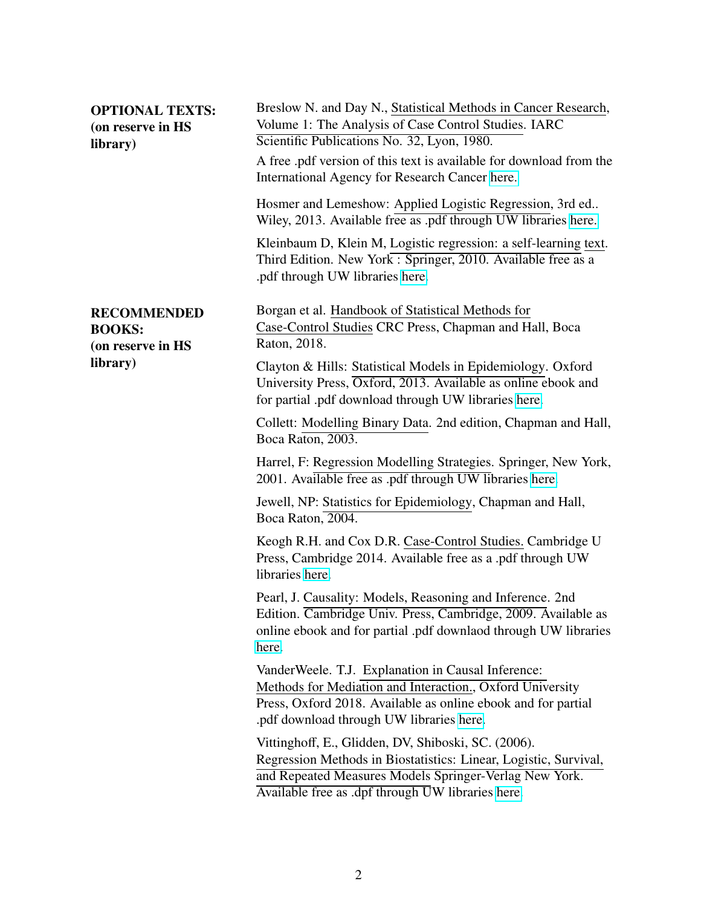**OPTIONAL TEXTS: (on reserve in HS library)**

Breslow N. and Day N., Statistical Methods in Cancer Research, Volume 1: The Analysis of Case Control Studies. IARC Scientific Publications No. 32, Lyon, 1980.

A free .pdf version of this text is available for download from the International Agency for Research Cancer here.

Hosmer and Lemeshow: Applied Logistic Regression, 3rd ed.. Wiley, 2013. Available free as .pdf through UW libraries here.

Kleinbaum D, Klein M, Logistic regression: a self-learning text. Third Edition. New York : Springer, 2010. Available free as a .pdf through UW libraries here.

**RECOMMENDED BOOKS: (on reserve in HS library)**

Borgan et al. Handbook of Statistical Methods for Case-Control Studies CRC Press, Chapman and Hall, Boca Raton, 2018.

Clayton & Hills: Statistical Models in Epidemiology. Oxford University Press, Oxford, 2013. Available as online ebook and for partial .pdf download through UW libraries here.

Collett: Modelling Binary Data. 2nd edition, Chapman and Hall, Boca Raton, 2003.

Harrel, F: Regression Modelling Strategies. Springer, New York, 2001. Available free as .pdf through UW libraries here.

Jewell, NP: Statistics for Epidemiology, Chapman and Hall, Boca Raton, 2004.

Keogh R.H. and Cox D.R. Case-Control Studies. Cambridge U Press, Cambridge 2014. Available free as a .pdf through UW libraries here.

Pearl, J. Causality: Models, Reasoning and Inference. 2nd Edition. Cambridge Univ. Press, Cambridge, 2009. Available as online ebook and for partial .pdf downlaod through UW libraries here.

VanderWeele. T.J. Explanation in Causal Inference: Methods for Mediation and Interaction., Oxford University Press, Oxford 2018. Available as online ebook and for partial .pdf download through UW libraries here.

Vittinghoff, E., Glidden, DV, Shiboski, SC. (2006). Regression Methods in Biostatistics: Linear, Logistic, Survival, and Repeated Measures Models Springer-Verlag New York. Available free as .dpf through UW libraries here.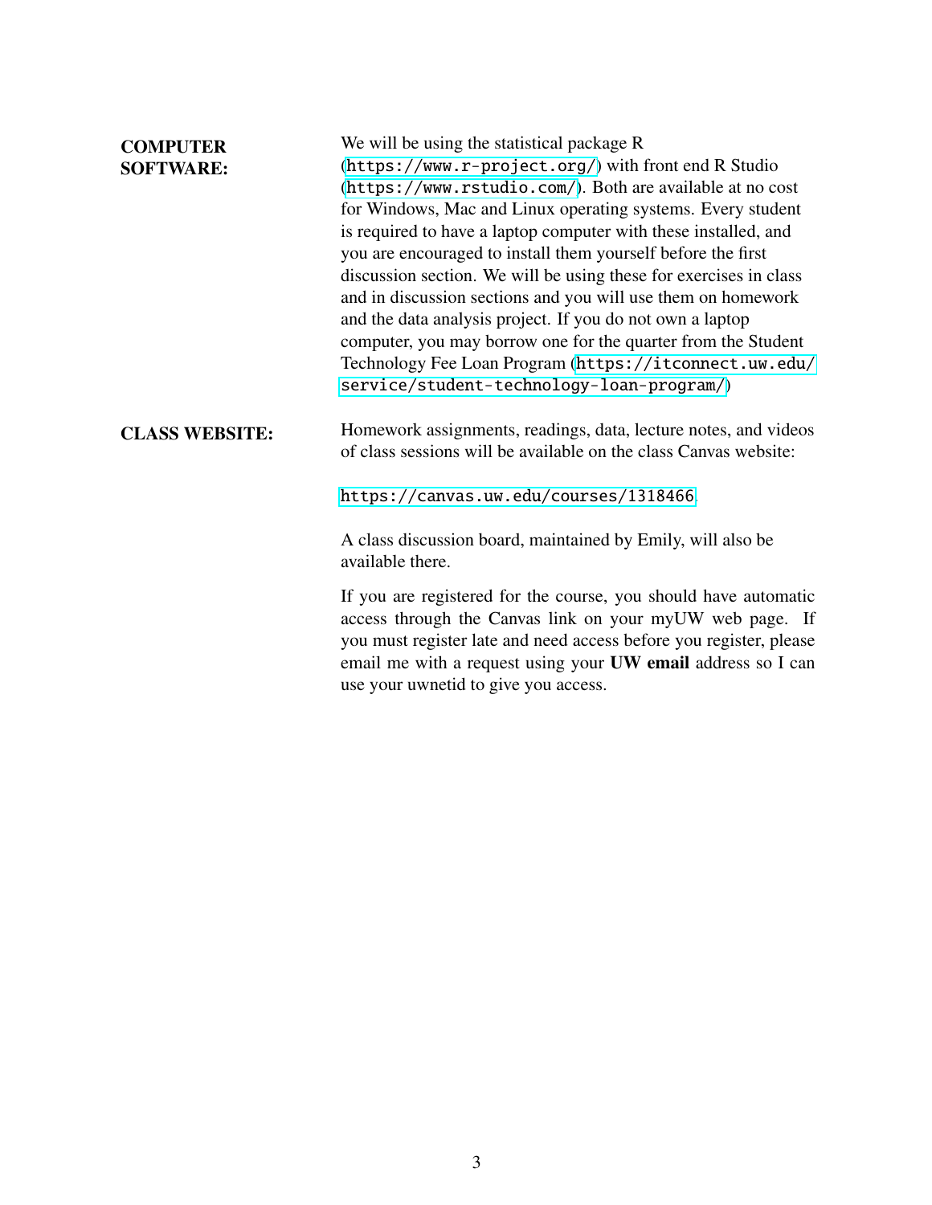**COMPUTER SOFTWARE:**

We will be using the statistical package R (https://www.r-project.org/) with front end R Studio (https://www.rstudio.com/). Both are available at no cost for Windows, Mac and Linux operating systems. Every student is required to have a laptop computer with these installed, and you are encouraged to install them yourself before the first discussion section. We will be using these for exercises in class and in discussion sections and you will use them on homework and the data analysis project. If you do not own a laptop computer, you may borrow one for the quarter from the Student Technology Fee Loan Program (https://itconnect.uw.edu/service/student-technology-loan-program/)

**CLASS WEBSITE:**

Homework assignments, readings, data, lecture notes, and videos of class sessions will be available on the class Canvas website:

https://canvas.uw.edu/courses/1318466

A class discussion board, maintained by Emily, will also be available there.

If you are registered for the course, you should have automatic access through the Canvas link on your myUW web page. If you must register late and need access before you register, please email me with a request using your **UW email** address so I can use your uwnetid to give you access.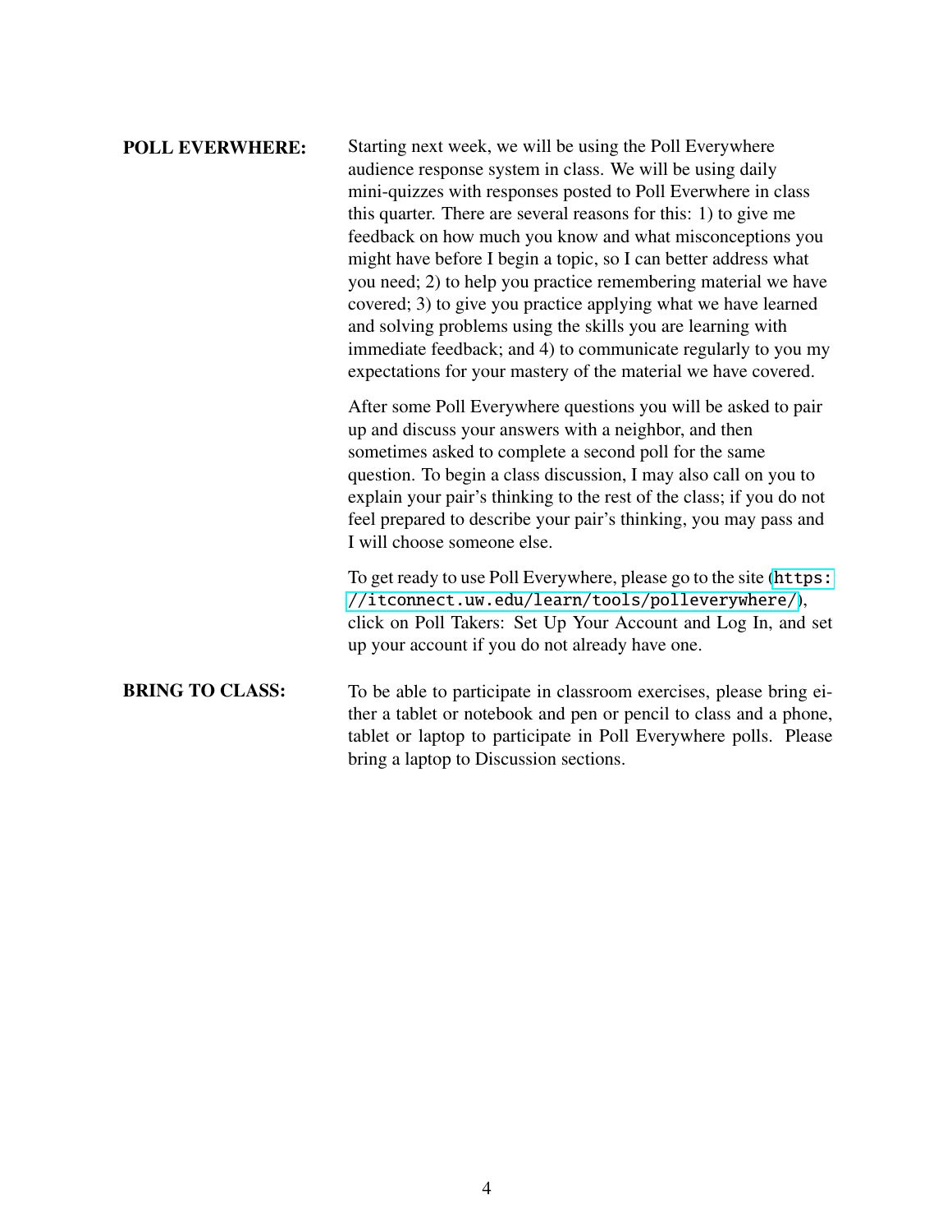**POLL EVERWHERE:** Starting next week, we will be using the Poll Everywhere audience response system in class. We will be using daily mini-quizzes with responses posted to Poll Everwhere in class this quarter. There are several reasons for this: 1) to give me feedback on how much you know and what misconceptions you might have before I begin a topic, so I can better address what you need; 2) to help you practice remembering material we have covered; 3) to give you practice applying what we have learned and solving problems using the skills you are learning with immediate feedback; and 4) to communicate regularly to you my expectations for your mastery of the material we have covered.

After some Poll Everywhere questions you will be asked to pair up and discuss your answers with a neighbor, and then sometimes asked to complete a second poll for the same question. To begin a class discussion, I may also call on you to explain your pair's thinking to the rest of the class; if you do not feel prepared to describe your pair's thinking, you may pass and I will choose someone else.

To get ready to use Poll Everywhere, please go to the site (https://itconnect.uw.edu/learn/tools/polleverywhere/), click on Poll Takers: Set Up Your Account and Log In, and set up your account if you do not already have one.

**BRING TO CLASS:** To be able to participate in classroom exercises, please bring either a tablet or notebook and pen or pencil to class and a phone, tablet or laptop to participate in Poll Everywhere polls. Please bring a laptop to Discussion sections.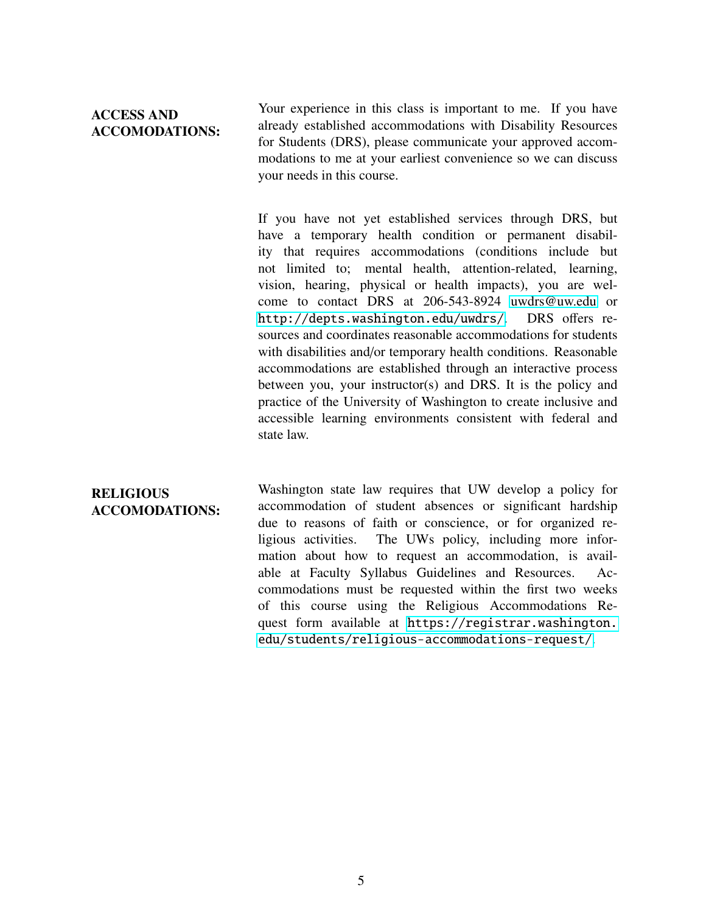**ACCESS AND ACCOMODATIONS:**

Your experience in this class is important to me. If you have already established accommodations with Disability Resources for Students (DRS), please communicate your approved accommodations to me at your earliest convenience so we can discuss your needs in this course.

If you have not yet established services through DRS, but have a temporary health condition or permanent disability that requires accommodations (conditions include but not limited to; mental health, attention-related, learning, vision, hearing, physical or health impacts), you are welcome to contact DRS at 206-543-8924 uwdrs@uw.edu or `http://depts.washington.edu/uwdrs/`. DRS offers resources and coordinates reasonable accommodations for students with disabilities and/or temporary health conditions. Reasonable accommodations are established through an interactive process between you, your instructor(s) and DRS. It is the policy and practice of the University of Washington to create inclusive and accessible learning environments consistent with federal and state law.

**RELIGIOUS ACCOMODATIONS:**

Washington state law requires that UW develop a policy for accommodation of student absences or significant hardship due to reasons of faith or conscience, or for organized religious activities. The UWs policy, including more information about how to request an accommodation, is available at Faculty Syllabus Guidelines and Resources. Accommodations must be requested within the first two weeks of this course using the Religious Accommodations Request form available at `https://registrar.washington.edu/students/religious-accommodations-request/`.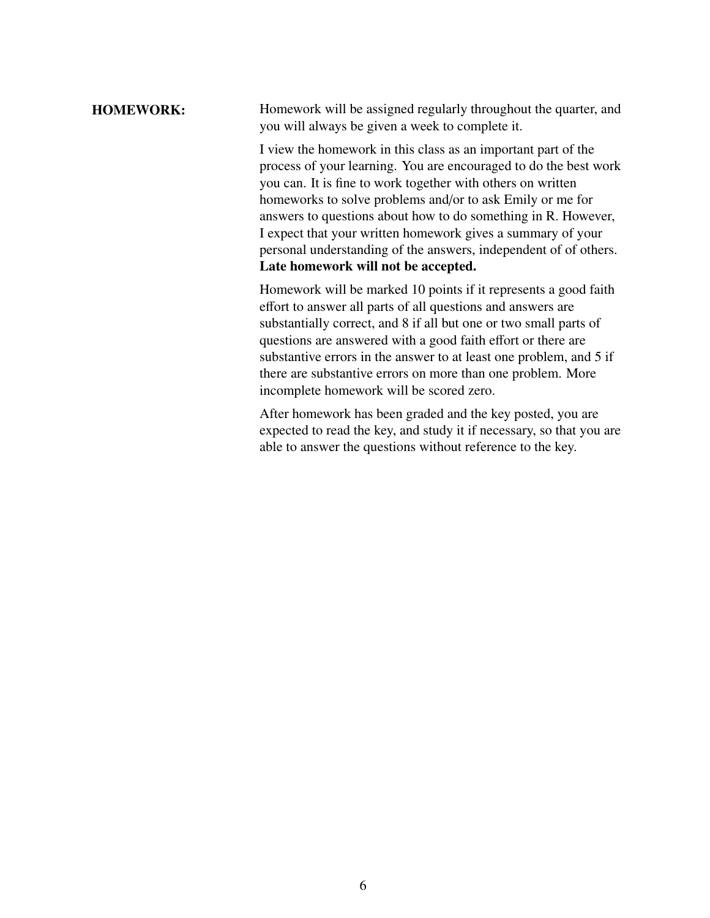**HOMEWORK:**

Homework will be assigned regularly throughout the quarter, and you will always be given a week to complete it.

I view the homework in this class as an important part of the process of your learning. You are encouraged to do the best work you can. It is fine to work together with others on written homeworks to solve problems and/or to ask Emily or me for answers to questions about how to do something in R. However, I expect that your written homework gives a summary of your personal understanding of the answers, independent of of others. **Late homework will not be accepted.**

Homework will be marked 10 points if it represents a good faith effort to answer all parts of all questions and answers are substantially correct, and 8 if all but one or two small parts of questions are answered with a good faith effort or there are substantive errors in the answer to at least one problem, and 5 if there are substantive errors on more than one problem. More incomplete homework will be scored zero.

After homework has been graded and the key posted, you are expected to read the key, and study it if necessary, so that you are able to answer the questions without reference to the key.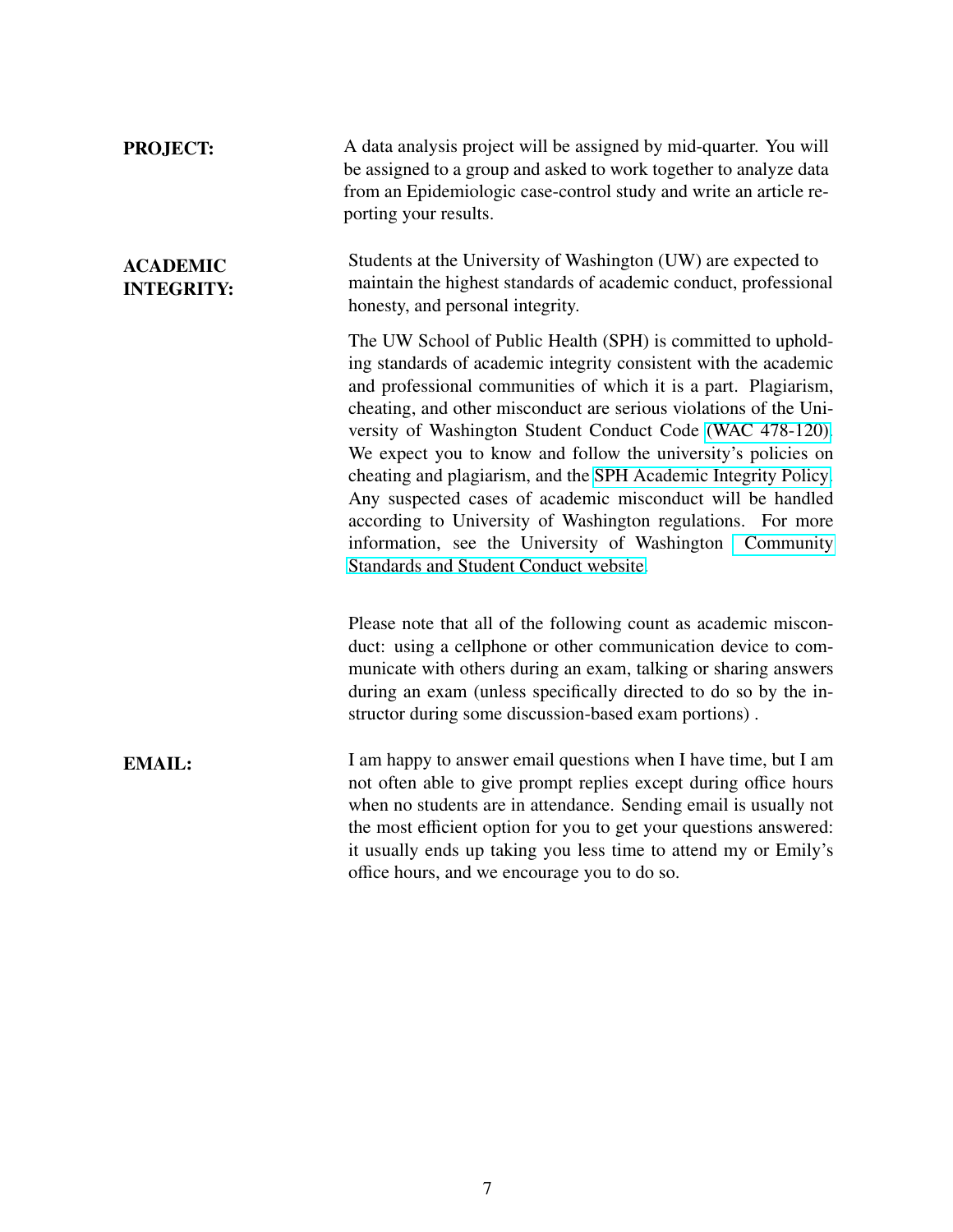**PROJECT:** A data analysis project will be assigned by mid-quarter. You will be assigned to a group and asked to work together to analyze data from an Epidemiologic case-control study and write an article reporting your results.

**ACADEMIC INTEGRITY:** Students at the University of Washington (UW) are expected to maintain the highest standards of academic conduct, professional honesty, and personal integrity.

The UW School of Public Health (SPH) is committed to upholding standards of academic integrity consistent with the academic and professional communities of which it is a part. Plagiarism, cheating, and other misconduct are serious violations of the University of Washington Student Conduct Code (WAC 478-120). We expect you to know and follow the university's policies on cheating and plagiarism, and the SPH Academic Integrity Policy. Any suspected cases of academic misconduct will be handled according to University of Washington regulations. For more information, see the University of Washington Community Standards and Student Conduct website.

Please note that all of the following count as academic misconduct: using a cellphone or other communication device to communicate with others during an exam, talking or sharing answers during an exam (unless specifically directed to do so by the instructor during some discussion-based exam portions) .

**EMAIL:** I am happy to answer email questions when I have time, but I am not often able to give prompt replies except during office hours when no students are in attendance. Sending email is usually not the most efficient option for you to get your questions answered: it usually ends up taking you less time to attend my or Emily's office hours, and we encourage you to do so.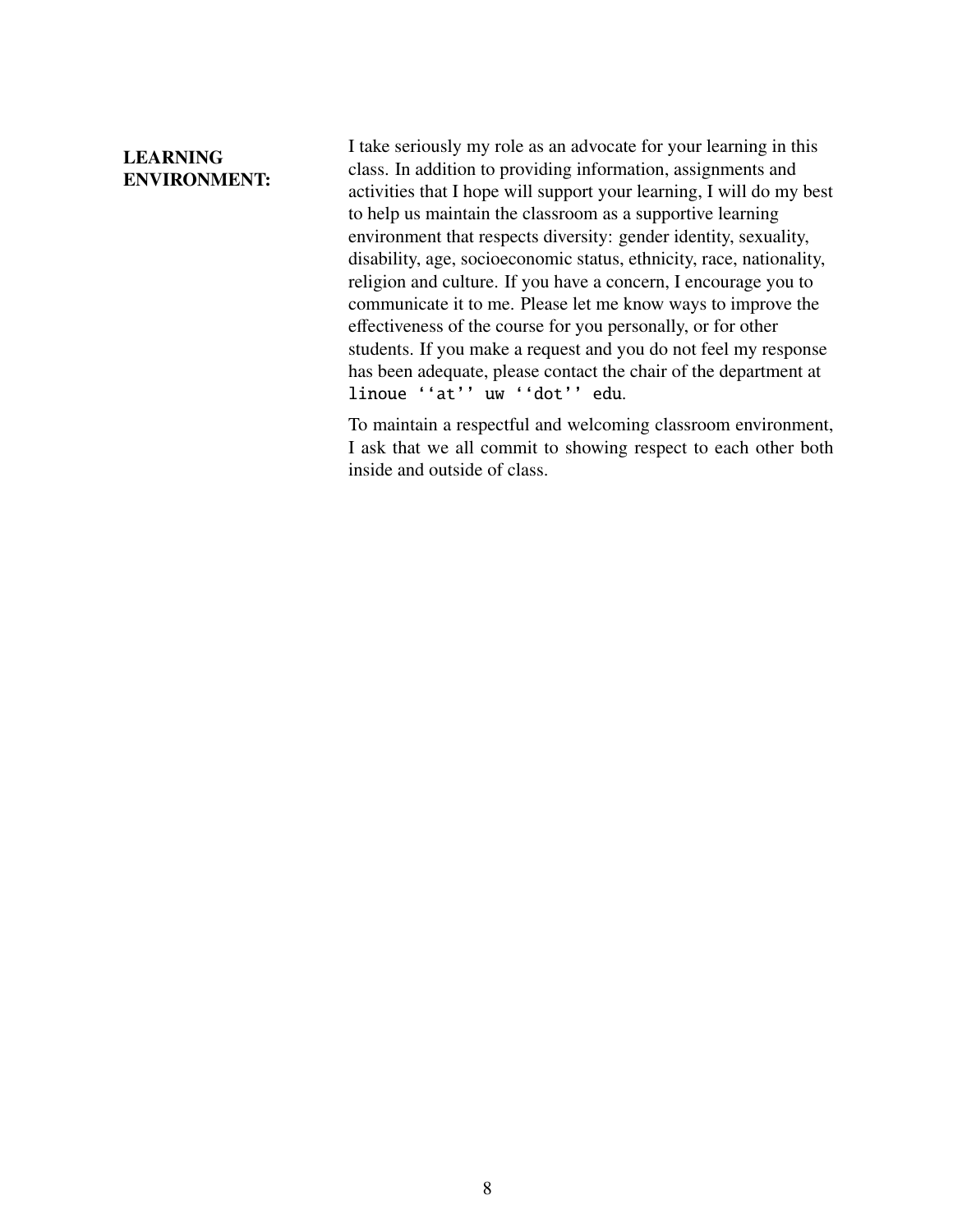**LEARNING ENVIRONMENT:**

I take seriously my role as an advocate for your learning in this class. In addition to providing information, assignments and activities that I hope will support your learning, I will do my best to help us maintain the classroom as a supportive learning environment that respects diversity: gender identity, sexuality, disability, age, socioeconomic status, ethnicity, race, nationality, religion and culture. If you have a concern, I encourage you to communicate it to me. Please let me know ways to improve the effectiveness of the course for you personally, or for other students. If you make a request and you do not feel my response has been adequate, please contact the chair of the department at `linoue ''at'' uw ''dot'' edu`.

To maintain a respectful and welcoming classroom environment, I ask that we all commit to showing respect to each other both inside and outside of class.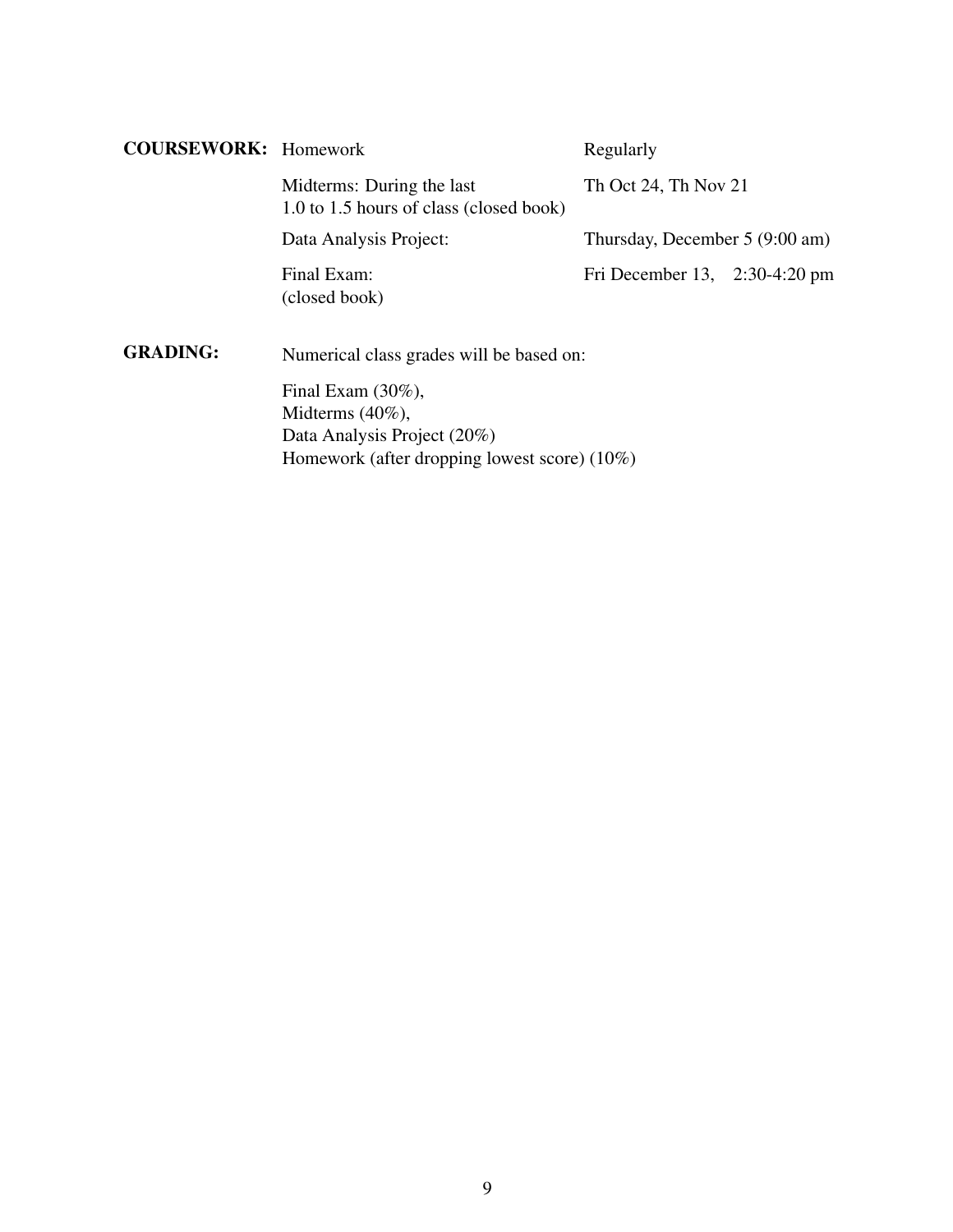**COURSEWORK:**

| | |
|---|---|
| Homework | Regularly |
| Midterms: During the last 1.0 to 1.5 hours of class (closed book) | Th Oct 24, Th Nov 21 |
| Data Analysis Project: | Thursday, December 5 (9:00 am) |
| Final Exam: (closed book) | Fri December 13, 2:30-4:20 pm |

**GRADING:** Numerical class grades will be based on:

Final Exam (30%),
Midterms (40%),
Data Analysis Project (20%)
Homework (after dropping lowest score) (10%)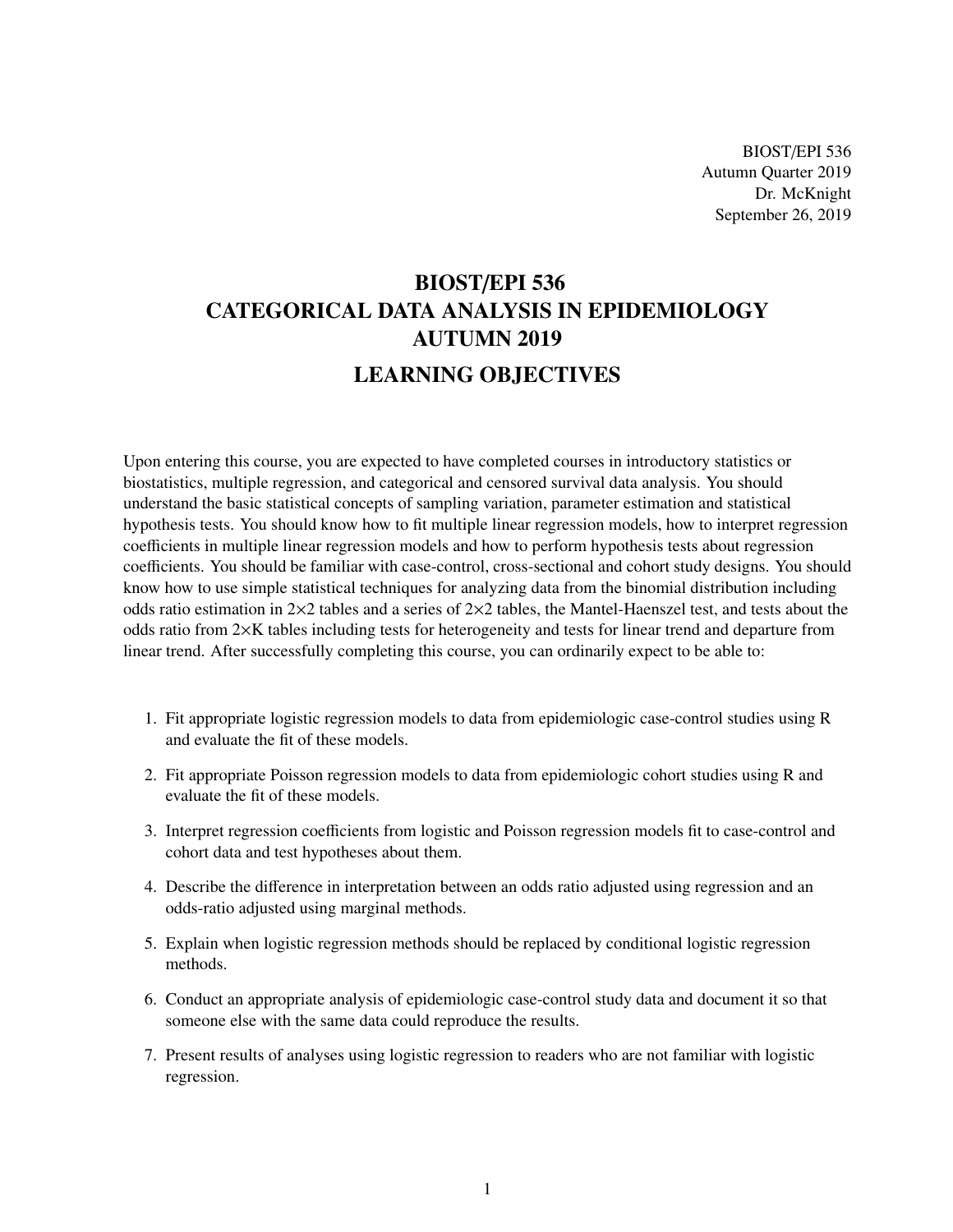BIOST/EPI 536
Autumn Quarter 2019
Dr. McKnight
September 26, 2019

# BIOST/EPI 536
# CATEGORICAL DATA ANALYSIS IN EPIDEMIOLOGY
# AUTUMN 2019

## LEARNING OBJECTIVES

Upon entering this course, you are expected to have completed courses in introductory statistics or biostatistics, multiple regression, and categorical and censored survival data analysis. You should understand the basic statistical concepts of sampling variation, parameter estimation and statistical hypothesis tests. You should know how to fit multiple linear regression models, how to interpret regression coefficients in multiple linear regression models and how to perform hypothesis tests about regression coefficients. You should be familiar with case-control, cross-sectional and cohort study designs. You should know how to use simple statistical techniques for analyzing data from the binomial distribution including odds ratio estimation in 2×2 tables and a series of 2×2 tables, the Mantel-Haenszel test, and tests about the odds ratio from 2×K tables including tests for heterogeneity and tests for linear trend and departure from linear trend. After successfully completing this course, you can ordinarily expect to be able to:

1. Fit appropriate logistic regression models to data from epidemiologic case-control studies using R and evaluate the fit of these models.
2. Fit appropriate Poisson regression models to data from epidemiologic cohort studies using R and evaluate the fit of these models.
3. Interpret regression coefficients from logistic and Poisson regression models fit to case-control and cohort data and test hypotheses about them.
4. Describe the difference in interpretation between an odds ratio adjusted using regression and an odds-ratio adjusted using marginal methods.
5. Explain when logistic regression methods should be replaced by conditional logistic regression methods.
6. Conduct an appropriate analysis of epidemiologic case-control study data and document it so that someone else with the same data could reproduce the results.
7. Present results of analyses using logistic regression to readers who are not familiar with logistic regression.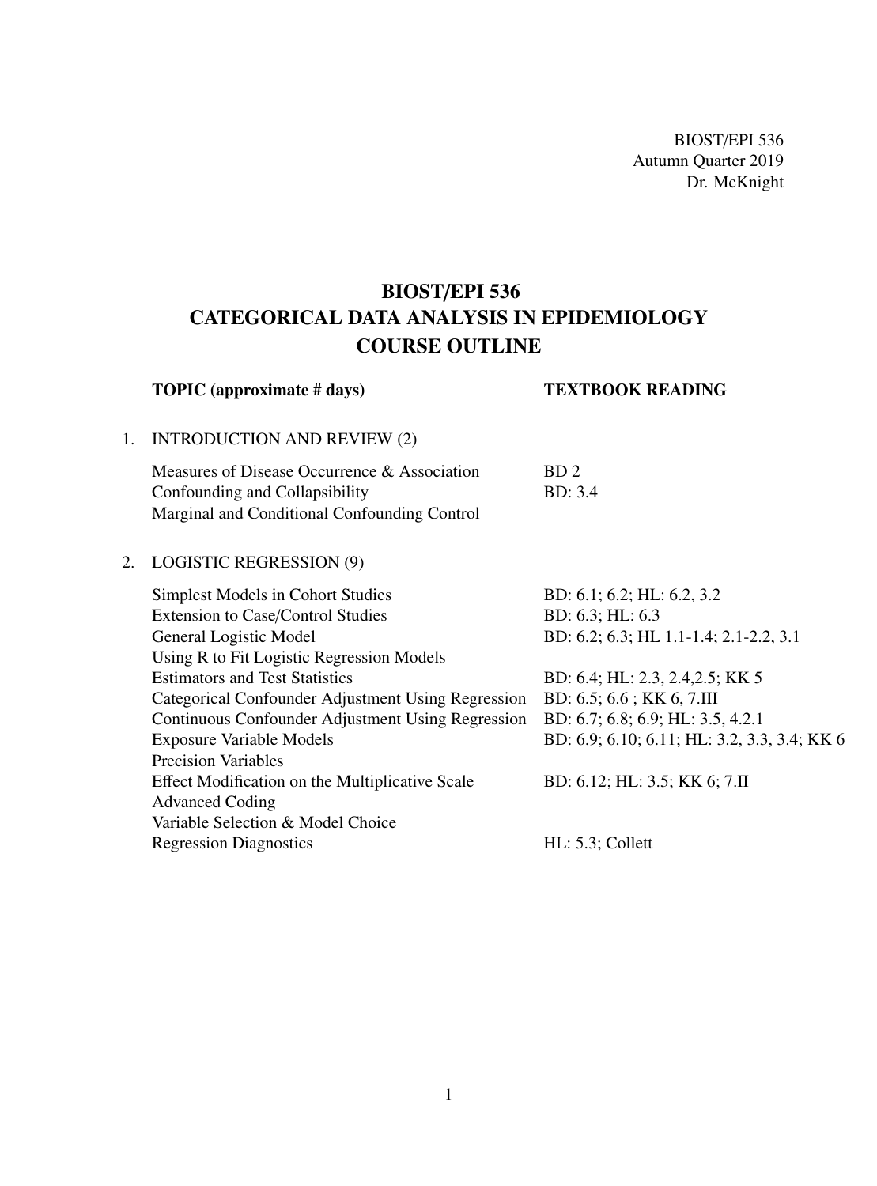BIOST/EPI 536
Autumn Quarter 2019
Dr. McKnight

# BIOST/EPI 536
# CATEGORICAL DATA ANALYSIS IN EPIDEMIOLOGY
# COURSE OUTLINE

| | TOPIC (approximate # days) | TEXTBOOK READING |
|---|---|---|
| 1. | INTRODUCTION AND REVIEW (2) | |
| | Measures of Disease Occurrence & Association | BD 2 |
| | Confounding and Collapsibility | BD: 3.4 |
| | Marginal and Conditional Confounding Control | |
| 2. | LOGISTIC REGRESSION (9) | |
| | Simplest Models in Cohort Studies | BD: 6.1; 6.2; HL: 6.2, 3.2 |
| | Extension to Case/Control Studies | BD: 6.3; HL: 6.3 |
| | General Logistic Model | BD: 6.2; 6.3; HL 1.1-1.4; 2.1-2.2, 3.1 |
| | Using R to Fit Logistic Regression Models | |
| | Estimators and Test Statistics | BD: 6.4; HL: 2.3, 2.4,2.5; KK 5 |
| | Categorical Confounder Adjustment Using Regression | BD: 6.5; 6.6 ; KK 6, 7.III |
| | Continuous Confounder Adjustment Using Regression | BD: 6.7; 6.8; 6.9; HL: 3.5, 4.2.1 |
| | Exposure Variable Models | BD: 6.9; 6.10; 6.11; HL: 3.2, 3.3, 3.4; KK 6 |
| | Precision Variables | |
| | Effect Modification on the Multiplicative Scale | BD: 6.12; HL: 3.5; KK 6; 7.II |
| | Advanced Coding | |
| | Variable Selection & Model Choice | |
| | Regression Diagnostics | HL: 5.3; Collett |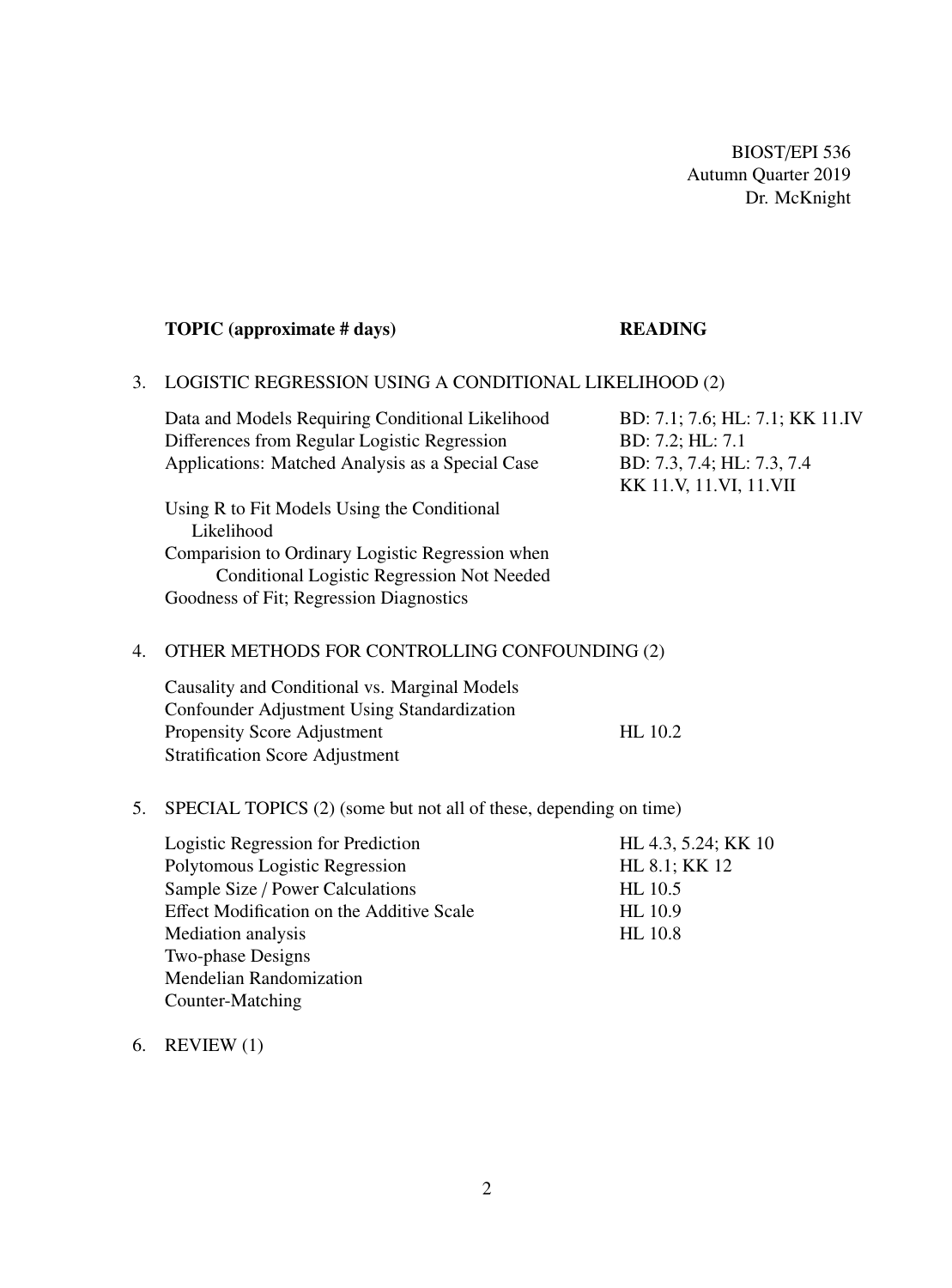BIOST/EPI 536
Autumn Quarter 2019
Dr. McKnight

| TOPIC (approximate # days) | READING |
|---|---|
| **3. LOGISTIC REGRESSION USING A CONDITIONAL LIKELIHOOD (2)** | |
| Data and Models Requiring Conditional Likelihood | BD: 7.1; 7.6; HL: 7.1; KK 11.IV |
| Differences from Regular Logistic Regression | BD: 7.2; HL: 7.1 |
| Applications: Matched Analysis as a Special Case | BD: 7.3, 7.4; HL: 7.3, 7.4 KK 11.V, 11.VI, 11.VII |
| Using R to Fit Models Using the Conditional Likelihood | |
| Comparision to Ordinary Logistic Regression when Conditional Logistic Regression Not Needed | |
| Goodness of Fit; Regression Diagnostics | |
| **4. OTHER METHODS FOR CONTROLLING CONFOUNDING (2)** | |
| Causality and Conditional vs. Marginal Models | |
| Confounder Adjustment Using Standardization | |
| Propensity Score Adjustment | HL 10.2 |
| Stratification Score Adjustment | |
| **5. SPECIAL TOPICS (2) (some but not all of these, depending on time)** | |
| Logistic Regression for Prediction | HL 4.3, 5.24; KK 10 |
| Polytomous Logistic Regression | HL 8.1; KK 12 |
| Sample Size / Power Calculations | HL 10.5 |
| Effect Modification on the Additive Scale | HL 10.9 |
| Mediation analysis | HL 10.8 |
| Two-phase Designs | |
| Mendelian Randomization | |
| Counter-Matching | |
| **6. REVIEW (1)** | |